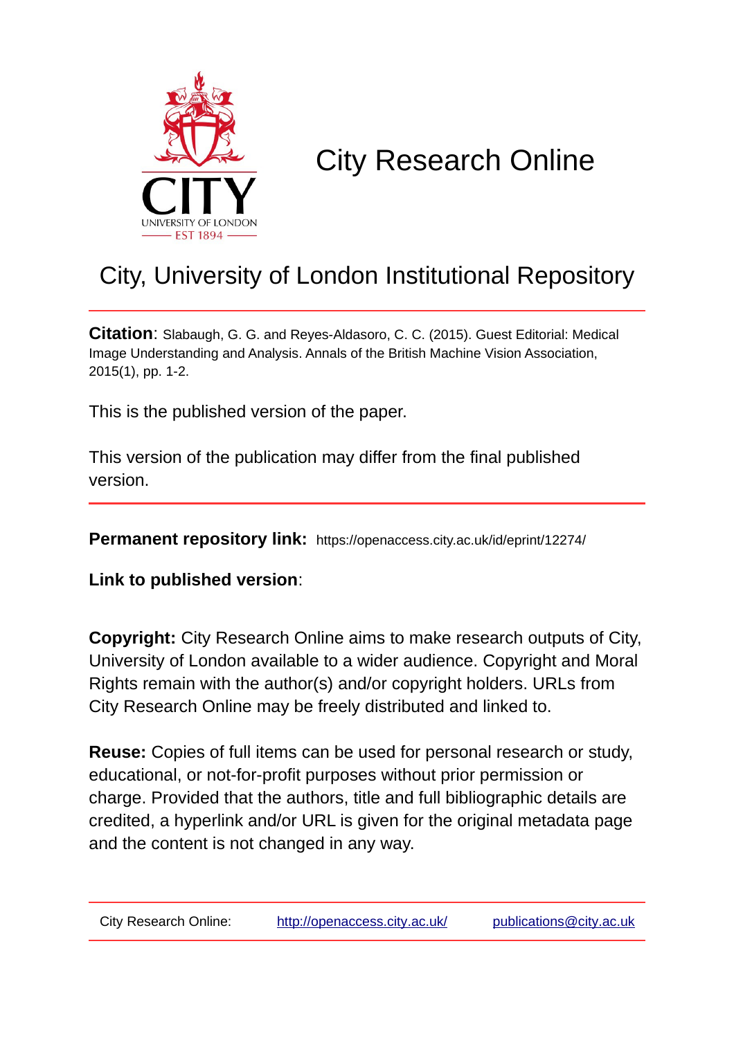CITY
UNIVERSITY OF LONDON
EST 1894

# City Research Online

## City, University of London Institutional Repository

**Citation**: Slabaugh, G. G. and Reyes-Aldasoro, C. C. (2015). Guest Editorial: Medical Image Understanding and Analysis. Annals of the British Machine Vision Association, 2015(1), pp. 1-2.

This is the published version of the paper.

This version of the publication may differ from the final published version.

**Permanent repository link:** https://openaccess.city.ac.uk/id/eprint/12274/

**Link to published version**:

**Copyright:** City Research Online aims to make research outputs of City, University of London available to a wider audience. Copyright and Moral Rights remain with the author(s) and/or copyright holders. URLs from City Research Online may be freely distributed and linked to.

**Reuse:** Copies of full items can be used for personal research or study, educational, or not-for-profit purposes without prior permission or charge. Provided that the authors, title and full bibliographic details are credited, a hyperlink and/or URL is given for the original metadata page and the content is not changed in any way.

City Research Online: http://openaccess.city.ac.uk/ publications@city.ac.uk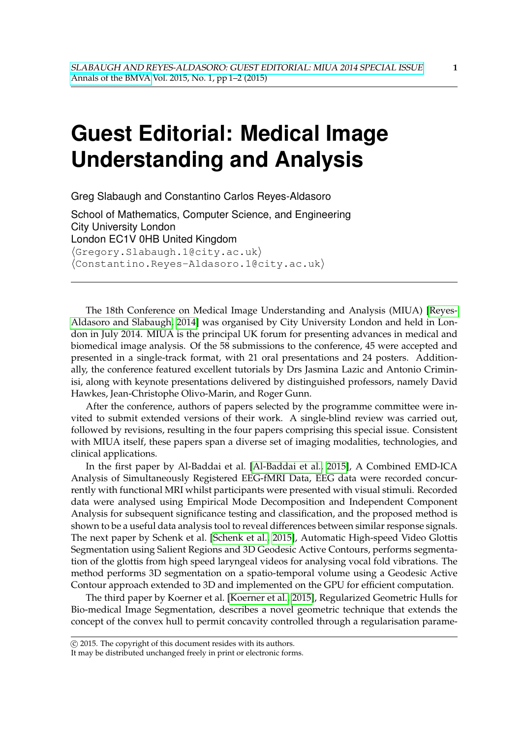# Guest Editorial: Medical Image Understanding and Analysis

Greg Slabaugh and Constantino Carlos Reyes-Aldasoro

School of Mathematics, Computer Science, and Engineering
City University London
London EC1V 0HB United Kingdom
⟨Gregory.Slabaugh.1@city.ac.uk⟩
⟨Constantino.Reyes-Aldasoro.1@city.ac.uk⟩

---

The 18th Conference on Medical Image Understanding and Analysis (MIUA) [Reyes-Aldasoro and Slabaugh, 2014] was organised by City University London and held in London in July 2014. MIUA is the principal UK forum for presenting advances in medical and biomedical image analysis. Of the 58 submissions to the conference, 45 were accepted and presented in a single-track format, with 21 oral presentations and 24 posters. Additionally, the conference featured excellent tutorials by Drs Jasmina Lazic and Antonio Criminisi, along with keynote presentations delivered by distinguished professors, namely David Hawkes, Jean-Christophe Olivo-Marin, and Roger Gunn.

After the conference, authors of papers selected by the programme committee were invited to submit extended versions of their work. A single-blind review was carried out, followed by revisions, resulting in the four papers comprising this special issue. Consistent with MIUA itself, these papers span a diverse set of imaging modalities, technologies, and clinical applications.

In the first paper by Al-Baddai et al. [Al-Baddai et al., 2015], A Combined EMD-ICA Analysis of Simultaneously Registered EEG-fMRI Data, EEG data were recorded concurrently with functional MRI whilst participants were presented with visual stimuli. Recorded data were analysed using Empirical Mode Decomposition and Independent Component Analysis for subsequent significance testing and classification, and the proposed method is shown to be a useful data analysis tool to reveal differences between similar response signals. The next paper by Schenk et al. [Schenk et al., 2015], Automatic High-speed Video Glottis Segmentation using Salient Regions and 3D Geodesic Active Contours, performs segmentation of the glottis from high speed laryngeal videos for analysing vocal fold vibrations. The method performs 3D segmentation on a spatio-temporal volume using a Geodesic Active Contour approach extended to 3D and implemented on the GPU for efficient computation.

The third paper by Koerner et al. [Koerner et al., 2015], Regularized Geometric Hulls for Bio-medical Image Segmentation, describes a novel geometric technique that extends the concept of the convex hull to permit concavity controlled through a regularisation parame-

---

© 2015. The copyright of this document resides with its authors.
It may be distributed unchanged freely in print or electronic forms.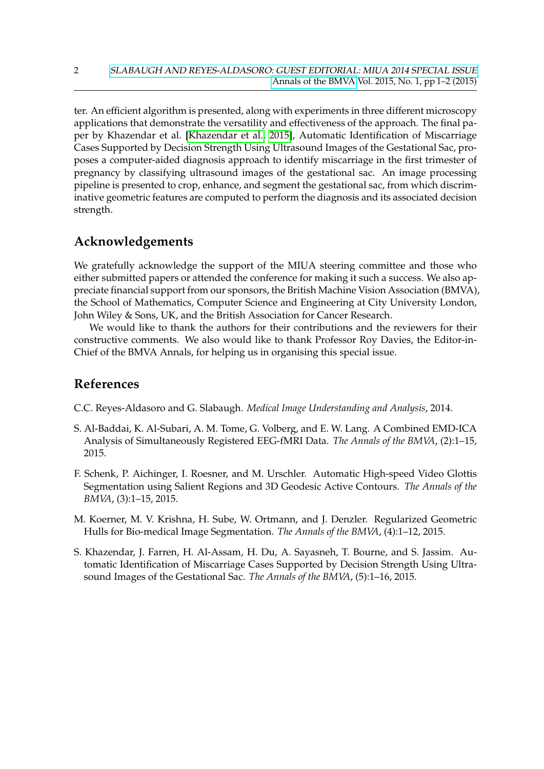ter. An efficient algorithm is presented, along with experiments in three different microscopy applications that demonstrate the versatility and effectiveness of the approach. The final paper by Khazendar et al. [Khazendar et al., 2015], Automatic Identification of Miscarriage Cases Supported by Decision Strength Using Ultrasound Images of the Gestational Sac, proposes a computer-aided diagnosis approach to identify miscarriage in the first trimester of pregnancy by classifying ultrasound images of the gestational sac. An image processing pipeline is presented to crop, enhance, and segment the gestational sac, from which discriminative geometric features are computed to perform the diagnosis and its associated decision strength.

## Acknowledgements

We gratefully acknowledge the support of the MIUA steering committee and those who either submitted papers or attended the conference for making it such a success. We also appreciate financial support from our sponsors, the British Machine Vision Association (BMVA), the School of Mathematics, Computer Science and Engineering at City University London, John Wiley & Sons, UK, and the British Association for Cancer Research.

We would like to thank the authors for their contributions and the reviewers for their constructive comments. We also would like to thank Professor Roy Davies, the Editor-in-Chief of the BMVA Annals, for helping us in organising this special issue.

## References

C.C. Reyes-Aldasoro and G. Slabaugh. *Medical Image Understanding and Analysis*, 2014.

S. Al-Baddai, K. Al-Subari, A. M. Tome, G. Volberg, and E. W. Lang. A Combined EMD-ICA Analysis of Simultaneously Registered EEG-fMRI Data. *The Annals of the BMVA*, (2):1–15, 2015.

F. Schenk, P. Aichinger, I. Roesner, and M. Urschler. Automatic High-speed Video Glottis Segmentation using Salient Regions and 3D Geodesic Active Contours. *The Annals of the BMVA*, (3):1–15, 2015.

M. Koerner, M. V. Krishna, H. Sube, W. Ortmann, and J. Denzler. Regularized Geometric Hulls for Bio-medical Image Segmentation. *The Annals of the BMVA*, (4):1–12, 2015.

S. Khazendar, J. Farren, H. Al-Assam, H. Du, A. Sayasneh, T. Bourne, and S. Jassim. Automatic Identification of Miscarriage Cases Supported by Decision Strength Using Ultrasound Images of the Gestational Sac. *The Annals of the BMVA*, (5):1–16, 2015.